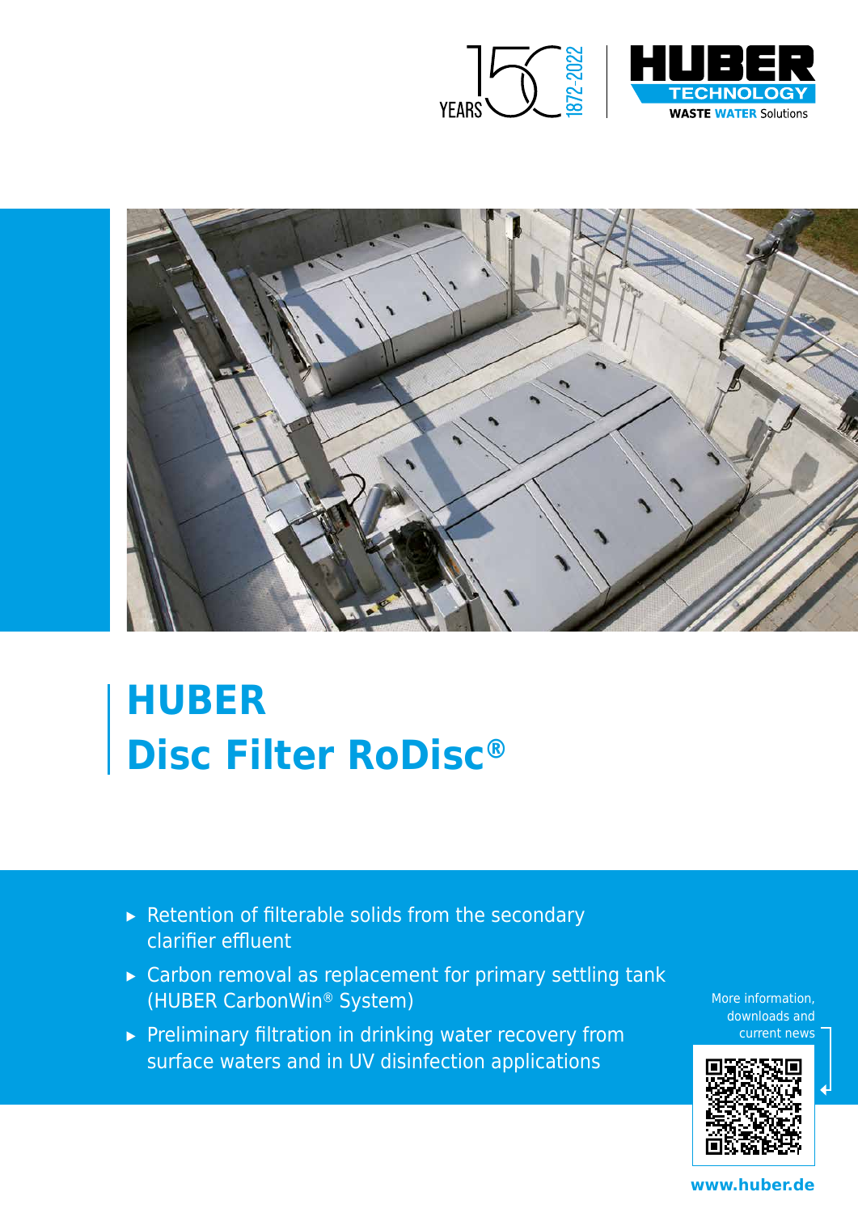YEARS 150 1872-2022

HUBER TECHNOLOGY WASTE WATER Solutions

# HUBER Disc Filter RoDisc®

- Retention of filterable solids from the secondary clarifier effluent
- Carbon removal as replacement for primary settling tank (HUBER CarbonWin® System)
- Preliminary filtration in drinking water recovery from surface waters and in UV disinfection applications

More information, downloads and current news

www.huber.de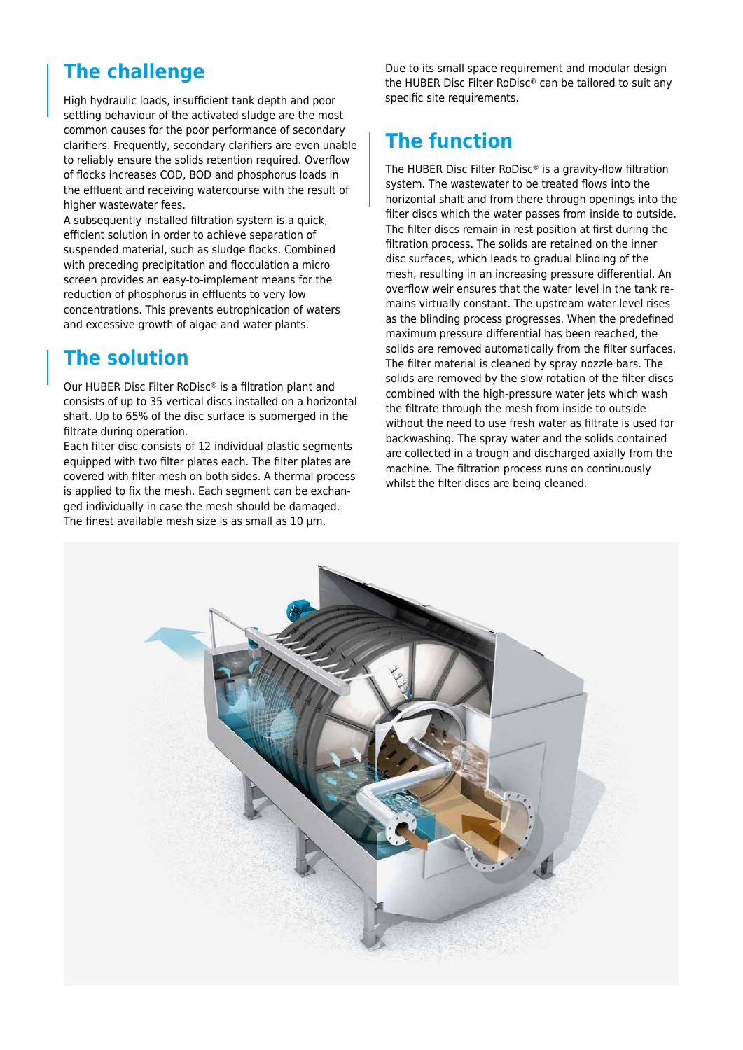## The challenge

High hydraulic loads, insufficient tank depth and poor settling behaviour of the activated sludge are the most common causes for the poor performance of secondary clarifiers. Frequently, secondary clarifiers are even unable to reliably ensure the solids retention required. Overflow of flocks increases COD, BOD and phosphorus loads in the effluent and receiving watercourse with the result of higher wastewater fees.

A subsequently installed filtration system is a quick, efficient solution in order to achieve separation of suspended material, such as sludge flocks. Combined with preceding precipitation and flocculation a micro screen provides an easy-to-implement means for the reduction of phosphorus in effluents to very low concentrations. This prevents eutrophication of waters and excessive growth of algae and water plants.

## The solution

Our HUBER Disc Filter RoDisc® is a filtration plant and consists of up to 35 vertical discs installed on a horizontal shaft. Up to 65% of the disc surface is submerged in the filtrate during operation.

Each filter disc consists of 12 individual plastic segments equipped with two filter plates each. The filter plates are covered with filter mesh on both sides. A thermal process is applied to fix the mesh. Each segment can be exchanged individually in case the mesh should be damaged. The finest available mesh size is as small as 10 µm.

Due to its small space requirement and modular design the HUBER Disc Filter RoDisc® can be tailored to suit any specific site requirements.

## The function

The HUBER Disc Filter RoDisc® is a gravity-flow filtration system. The wastewater to be treated flows into the horizontal shaft and from there through openings into the filter discs which the water passes from inside to outside. The filter discs remain in rest position at first during the filtration process. The solids are retained on the inner disc surfaces, which leads to gradual blinding of the mesh, resulting in an increasing pressure differential. An overflow weir ensures that the water level in the tank remains virtually constant. The upstream water level rises as the blinding process progresses. When the predefined maximum pressure differential has been reached, the solids are removed automatically from the filter surfaces. The filter material is cleaned by spray nozzle bars. The solids are removed by the slow rotation of the filter discs combined with the high-pressure water jets which wash the filtrate through the mesh from inside to outside without the need to use fresh water as filtrate is used for backwashing. The spray water and the solids contained are collected in a trough and discharged axially from the machine. The filtration process runs on continuously whilst the filter discs are being cleaned.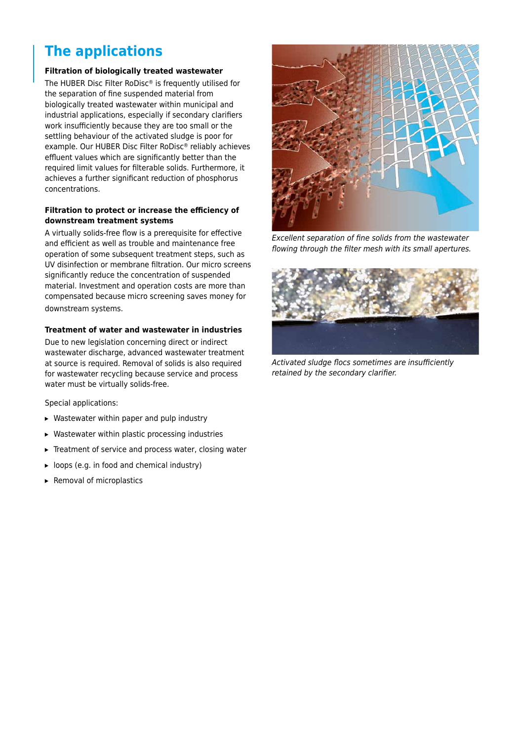## The applications

### Filtration of biologically treated wastewater

The HUBER Disc Filter RoDisc® is frequently utilised for the separation of fine suspended material from biologically treated wastewater within municipal and industrial applications, especially if secondary clarifiers work insufficiently because they are too small or the settling behaviour of the activated sludge is poor for example. Our HUBER Disc Filter RoDisc® reliably achieves effluent values which are significantly better than the required limit values for filterable solids. Furthermore, it achieves a further significant reduction of phosphorus concentrations.

### Filtration to protect or increase the efficiency of downstream treatment systems

A virtually solids-free flow is a prerequisite for effective and efficient as well as trouble and maintenance free operation of some subsequent treatment steps, such as UV disinfection or membrane filtration. Our micro screens significantly reduce the concentration of suspended material. Investment and operation costs are more than compensated because micro screening saves money for downstream systems.

### Treatment of water and wastewater in industries

Due to new legislation concerning direct or indirect wastewater discharge, advanced wastewater treatment at source is required. Removal of solids is also required for wastewater recycling because service and process water must be virtually solids-free.

Special applications:

- Wastewater within paper and pulp industry
- Wastewater within plastic processing industries
- Treatment of service and process water, closing water
- loops (e.g. in food and chemical industry)
- Removal of microplastics

*Excellent separation of fine solids from the wastewater flowing through the filter mesh with its small apertures.*

*Activated sludge flocs sometimes are insufficiently retained by the secondary clarifier.*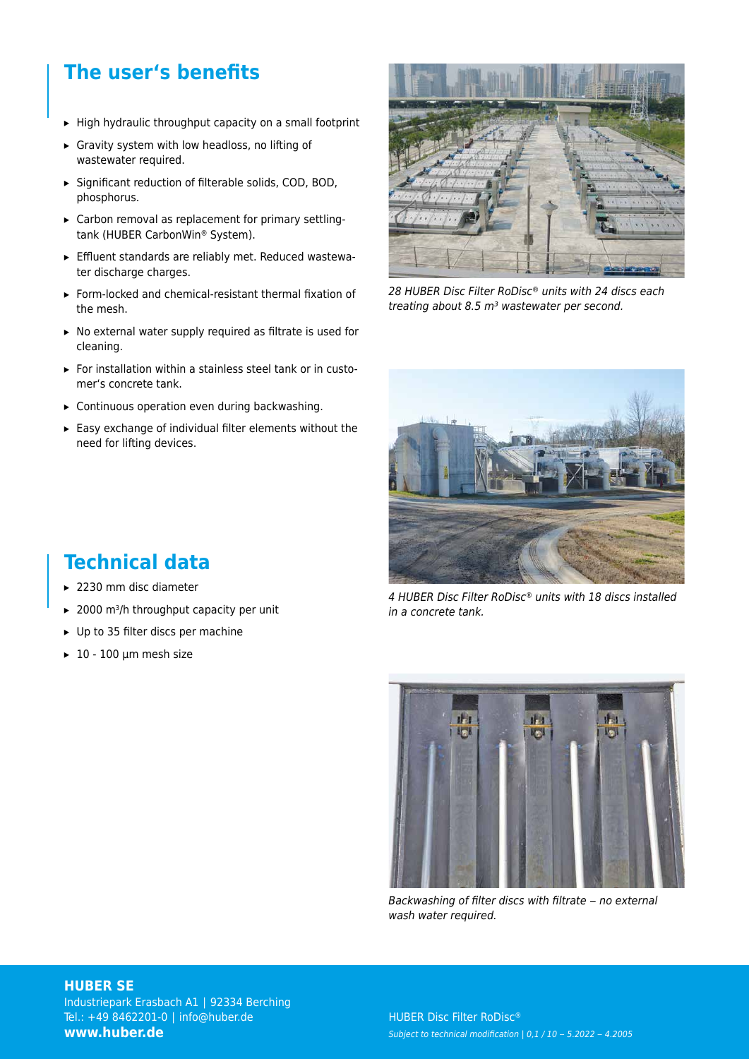## The user's benefits

- High hydraulic throughput capacity on a small footprint
- Gravity system with low headloss, no lifting of wastewater required.
- Significant reduction of filterable solids, COD, BOD, phosphorus.
- Carbon removal as replacement for primary settling-tank (HUBER CarbonWin® System).
- Effluent standards are reliably met. Reduced wastewater discharge charges.
- Form-locked and chemical-resistant thermal fixation of the mesh.
- No external water supply required as filtrate is used for cleaning.
- For installation within a stainless steel tank or in customer's concrete tank.
- Continuous operation even during backwashing.
- Easy exchange of individual filter elements without the need for lifting devices.

## Technical data

- 2230 mm disc diameter
- 2000 $m^3$/h throughput capacity per unit
- Up to 35 filter discs per machine
- 10 - 100 µm mesh size

*28 HUBER Disc Filter RoDisc® units with 24 discs each treating about 8.5 $m^3$ wastewater per second.*

*4 HUBER Disc Filter RoDisc® units with 18 discs installed in a concrete tank.*

*Backwashing of filter discs with filtrate – no external wash water required.*

**HUBER SE**
Industriepark Erasbach A1 | 92334 Berching
Tel.: +49 8462201-0 | info@huber.de
**www.huber.de**

HUBER Disc Filter RoDisc®
*Subject to technical modification | 0,1 / 10 – 5.2022 – 4.2005*